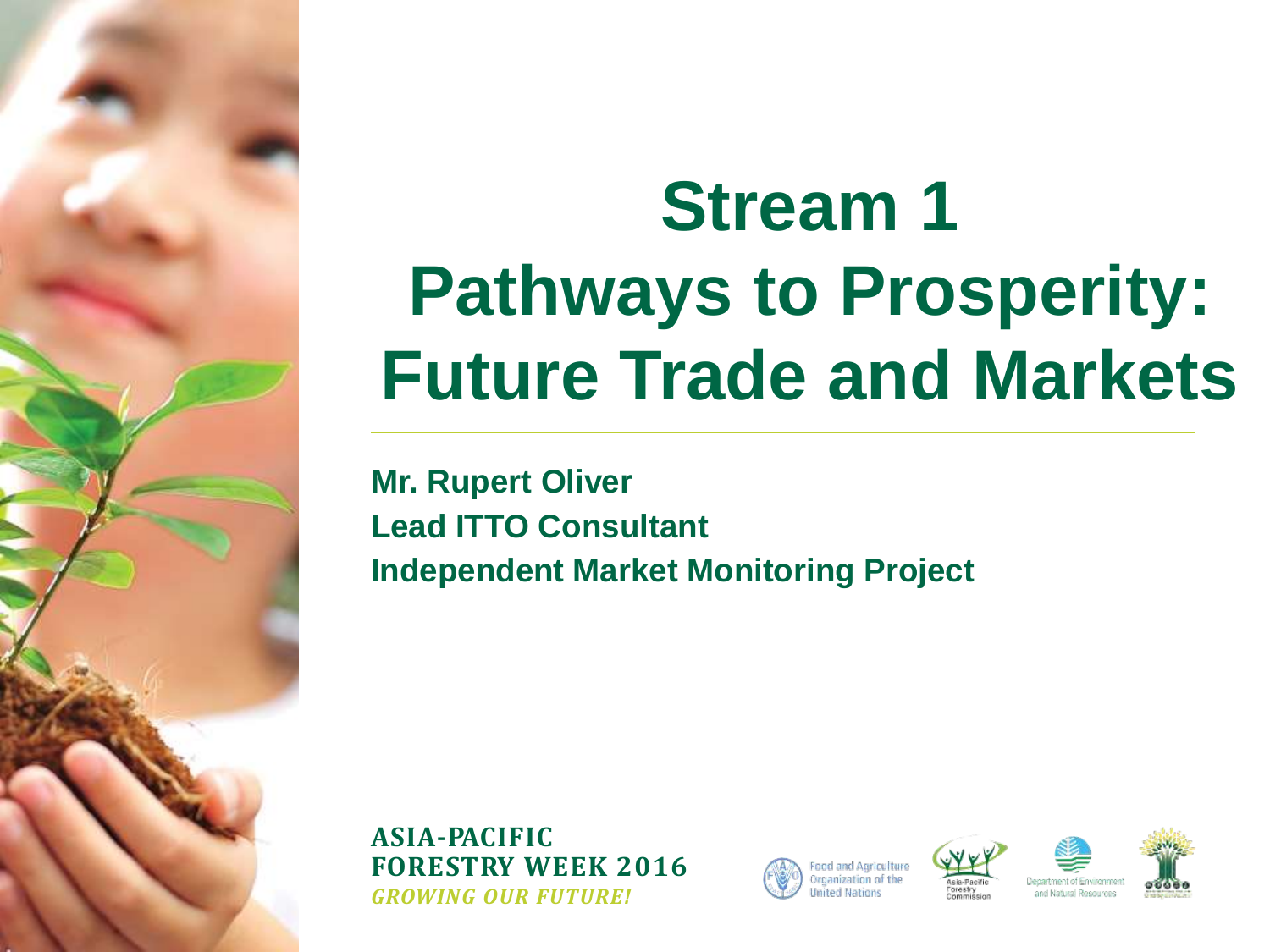# Stream 1
# Pathways to Prosperity: Future Trade and Markets

**Mr. Rupert Oliver**
**Lead ITTO Consultant**
**Independent Market Monitoring Project**

**ASIA-PACIFIC FORESTRY WEEK 2016**
***GROWING OUR FUTURE!***

Food and Agriculture Organization of the United Nations

Asia-Pacific Forestry Commission

Department of Environment and Natural Resources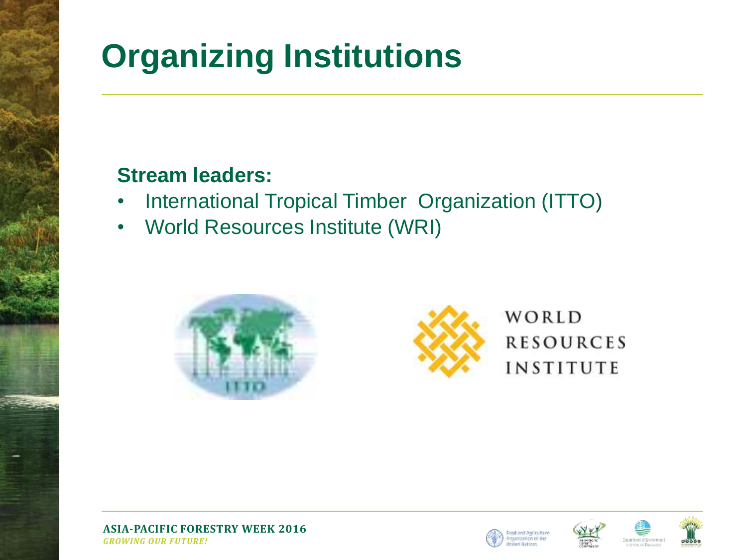# Organizing Institutions

**Stream leaders:**

- International Tropical Timber Organization (ITTO)
- World Resources Institute (WRI)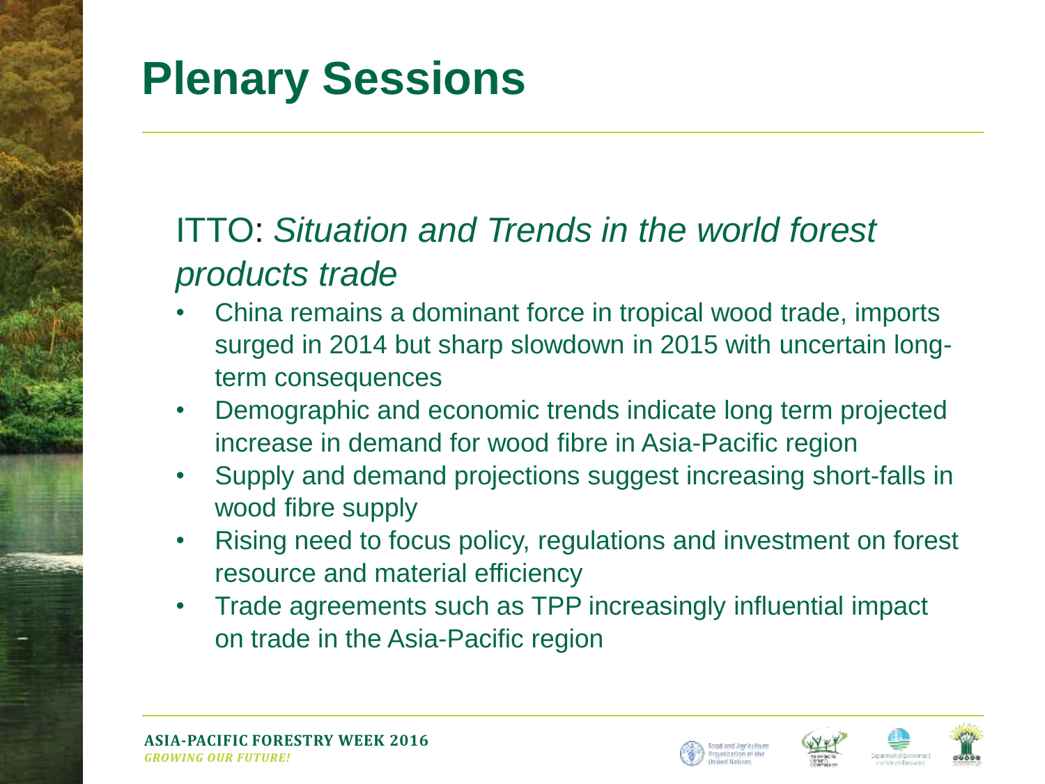# Plenary Sessions

## ITTO: *Situation and Trends in the world forest products trade*

- China remains a dominant force in tropical wood trade, imports surged in 2014 but sharp slowdown in 2015 with uncertain long-term consequences
- Demographic and economic trends indicate long term projected increase in demand for wood fibre in Asia-Pacific region
- Supply and demand projections suggest increasing short-falls in wood fibre supply
- Rising need to focus policy, regulations and investment on forest resource and material efficiency
- Trade agreements such as TPP increasingly influential impact on trade in the Asia-Pacific region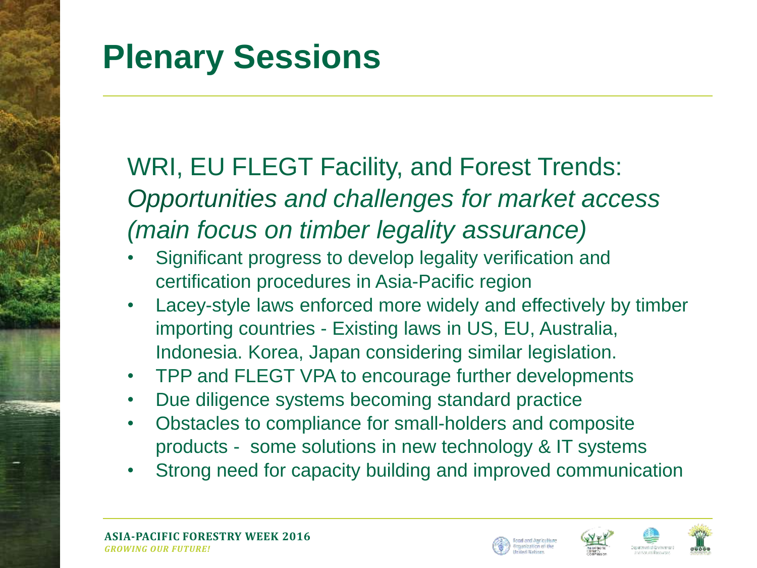# Plenary Sessions

WRI, EU FLEGT Facility, and Forest Trends: *Opportunities and challenges for market access (main focus on timber legality assurance)*

- Significant progress to develop legality verification and certification procedures in Asia-Pacific region
- Lacey-style laws enforced more widely and effectively by timber importing countries - Existing laws in US, EU, Australia, Indonesia. Korea, Japan considering similar legislation.
- TPP and FLEGT VPA to encourage further developments
- Due diligence systems becoming standard practice
- Obstacles to compliance for small-holders and composite products - some solutions in new technology & IT systems
- Strong need for capacity building and improved communication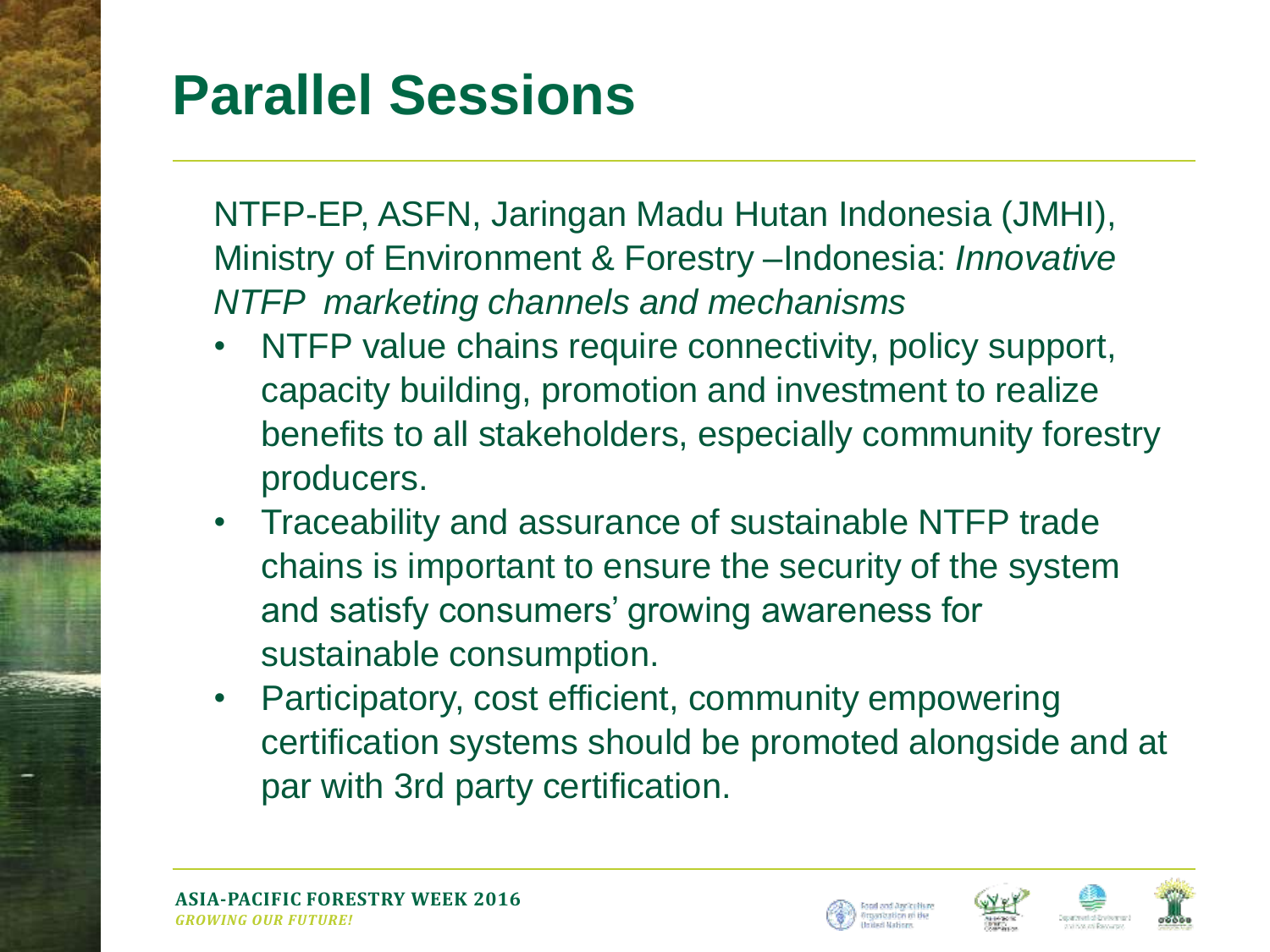# Parallel Sessions

NTFP-EP, ASFN, Jaringan Madu Hutan Indonesia (JMHI), Ministry of Environment & Forestry –Indonesia: *Innovative NTFP marketing channels and mechanisms*

- NTFP value chains require connectivity, policy support, capacity building, promotion and investment to realize benefits to all stakeholders, especially community forestry producers.
- Traceability and assurance of sustainable NTFP trade chains is important to ensure the security of the system and satisfy consumers' growing awareness for sustainable consumption.
- Participatory, cost efficient, community empowering certification systems should be promoted alongside and at par with 3rd party certification.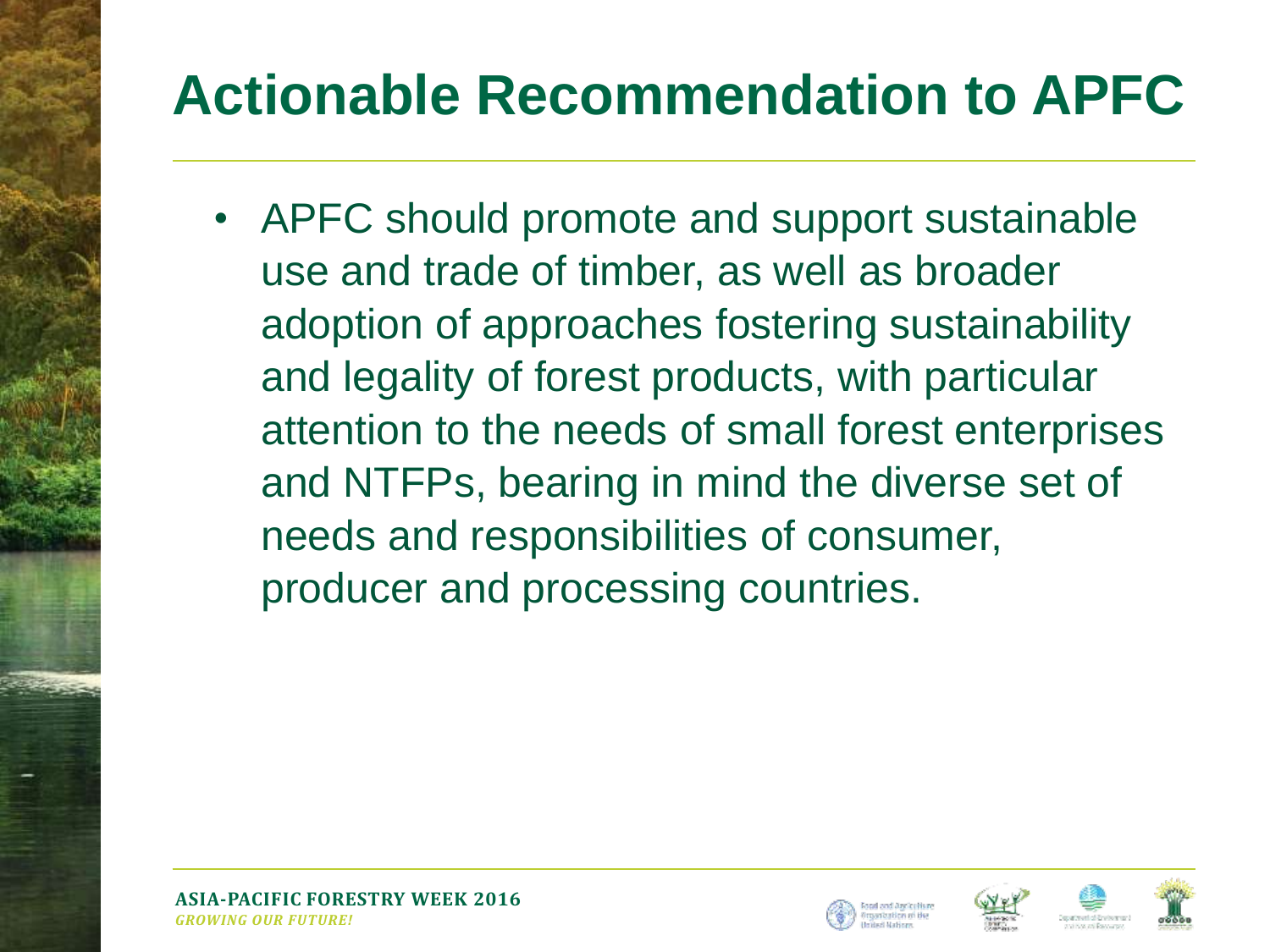# Actionable Recommendation to APFC

- APFC should promote and support sustainable use and trade of timber, as well as broader adoption of approaches fostering sustainability and legality of forest products, with particular attention to the needs of small forest enterprises and NTFPs, bearing in mind the diverse set of needs and responsibilities of consumer, producer and processing countries.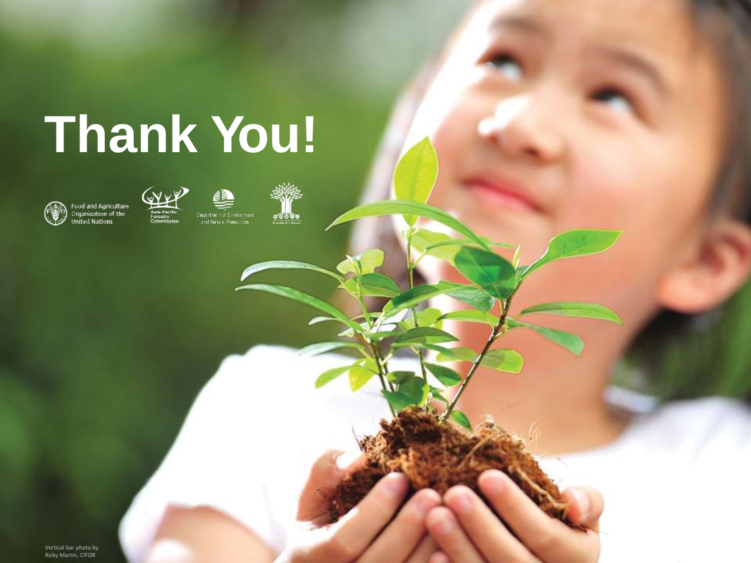# Thank You!

Food and Agriculture Organization of the United Nations

Asia-Pacific Forestry Commission

Department of Environment and Natural Resources

Vertical bar photo by Ricky Martin, CIFOR